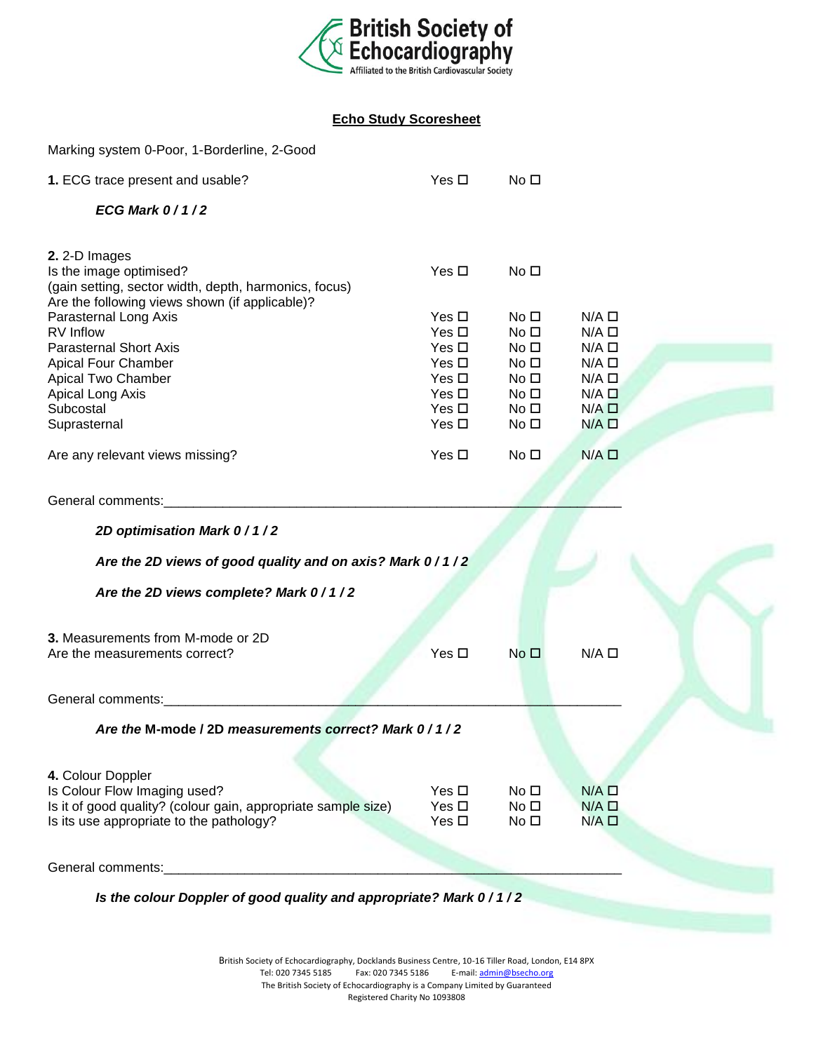**British Society of Echocardiography**
Affiliated to the British Cardiovascular Society

## Echo Study Scoresheet

Marking system 0-Poor, 1-Borderline, 2-Good

**1.** ECG trace present and usable? Yes ☐ No ☐

***ECG Mark 0 / 1 / 2***

**2.** 2-D Images

Is the image optimised? Yes ☐ No ☐

(gain setting, sector width, depth, harmonics, focus)

Are the following views shown (if applicable)?

| | | | |
|---|---|---|---|
| Parasternal Long Axis | Yes ☐ | No ☐ | N/A ☐ |
| RV Inflow | Yes ☐ | No ☐ | N/A ☐ |
| Parasternal Short Axis | Yes ☐ | No ☐ | N/A ☐ |
| Apical Four Chamber | Yes ☐ | No ☐ | N/A ☐ |
| Apical Two Chamber | Yes ☐ | No ☐ | N/A ☐ |
| Apical Long Axis | Yes ☐ | No ☐ | N/A ☐ |
| Subcostal | Yes ☐ | No ☐ | N/A ☐ |
| Suprasternal | Yes ☐ | No ☐ | N/A ☐ |
| Are any relevant views missing? | Yes ☐ | No ☐ | N/A ☐ |

General comments:_______________________________________________________________

***2D optimisation Mark 0 / 1 / 2***

***Are the 2D views of good quality and on axis? Mark 0 / 1 / 2***

***Are the 2D views complete? Mark 0 / 1 / 2***

**3.** Measurements from M-mode or 2D

Are the measurements correct? Yes ☐ No ☐ N/A ☐

General comments:_______________________________________________________________

***Are the* M-mode / 2D *measurements correct? Mark 0 / 1 / 2***

**4.** Colour Doppler

| | | | |
|---|---|---|---|
| Is Colour Flow Imaging used? | Yes ☐ | No ☐ | N/A ☐ |
| Is it of good quality? (colour gain, appropriate sample size) | Yes ☐ | No ☐ | N/A ☐ |
| Is its use appropriate to the pathology? | Yes ☐ | No ☐ | N/A ☐ |

General comments:_______________________________________________________________

***Is the colour Doppler of good quality and appropriate? Mark 0 / 1 / 2***

British Society of Echocardiography, Docklands Business Centre, 10-16 Tiller Road, London, E14 8PX
Tel: 020 7345 5185 Fax: 020 7345 5186 E-mail: admin@bsecho.org
The British Society of Echocardiography is a Company Limited by Guaranteed
Registered Charity No 1093808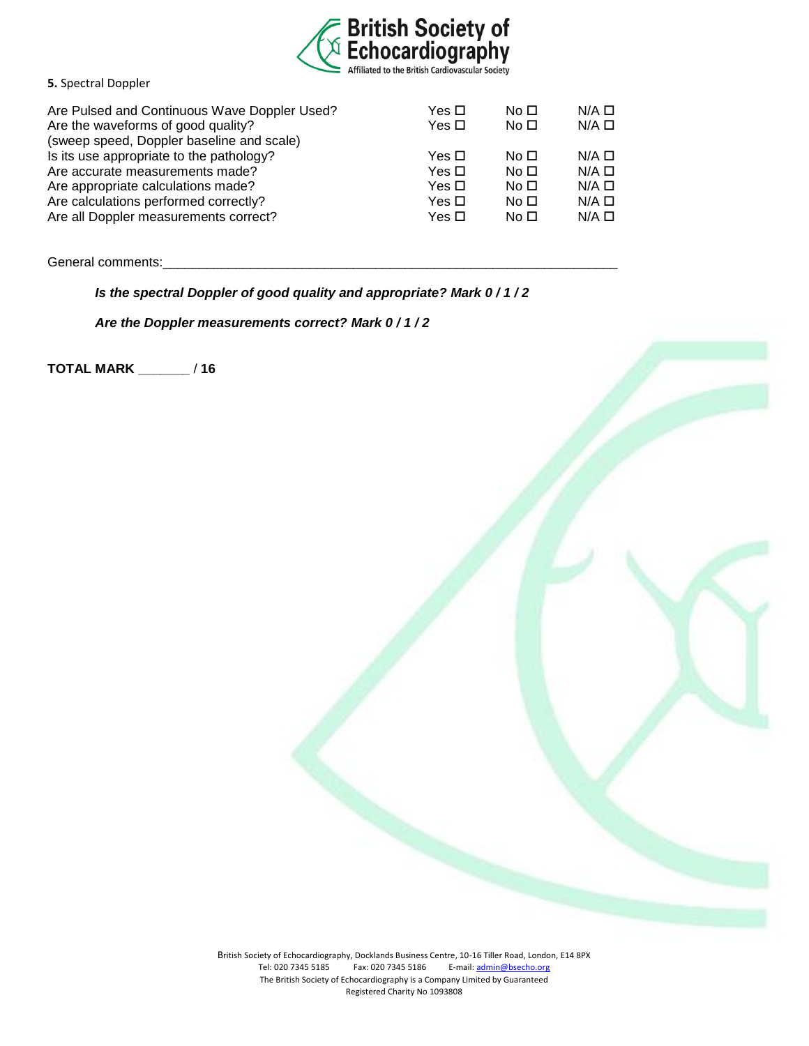**5.** Spectral Doppler

| | | | |
|---|---|---|---|
| Are Pulsed and Continuous Wave Doppler Used? | Yes ☐ | No ☐ | N/A ☐ |
| Are the waveforms of good quality? (sweep speed, Doppler baseline and scale) | Yes ☐ | No ☐ | N/A ☐ |
| Is its use appropriate to the pathology? | Yes ☐ | No ☐ | N/A ☐ |
| Are accurate measurements made? | Yes ☐ | No ☐ | N/A ☐ |
| Are appropriate calculations made? | Yes ☐ | No ☐ | N/A ☐ |
| Are calculations performed correctly? | Yes ☐ | No ☐ | N/A ☐ |
| Are all Doppler measurements correct? | Yes ☐ | No ☐ | N/A ☐ |

General comments:_______________________________________________________________

***Is the spectral Doppler of good quality and appropriate? Mark 0 / 1 / 2***

***Are the Doppler measurements correct? Mark 0 / 1 / 2***

**TOTAL MARK _______ / 16**